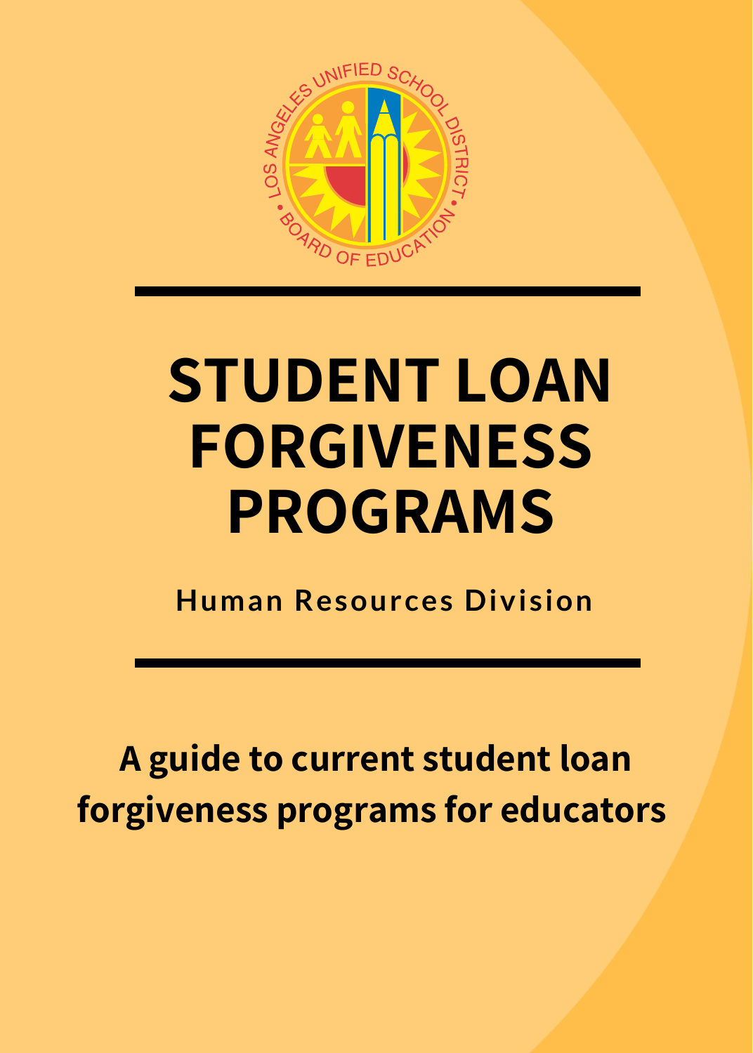# STUDENT LOAN FORGIVENESS PROGRAMS

**Human Resources Division**

**A guide to current student loan forgiveness programs for educators**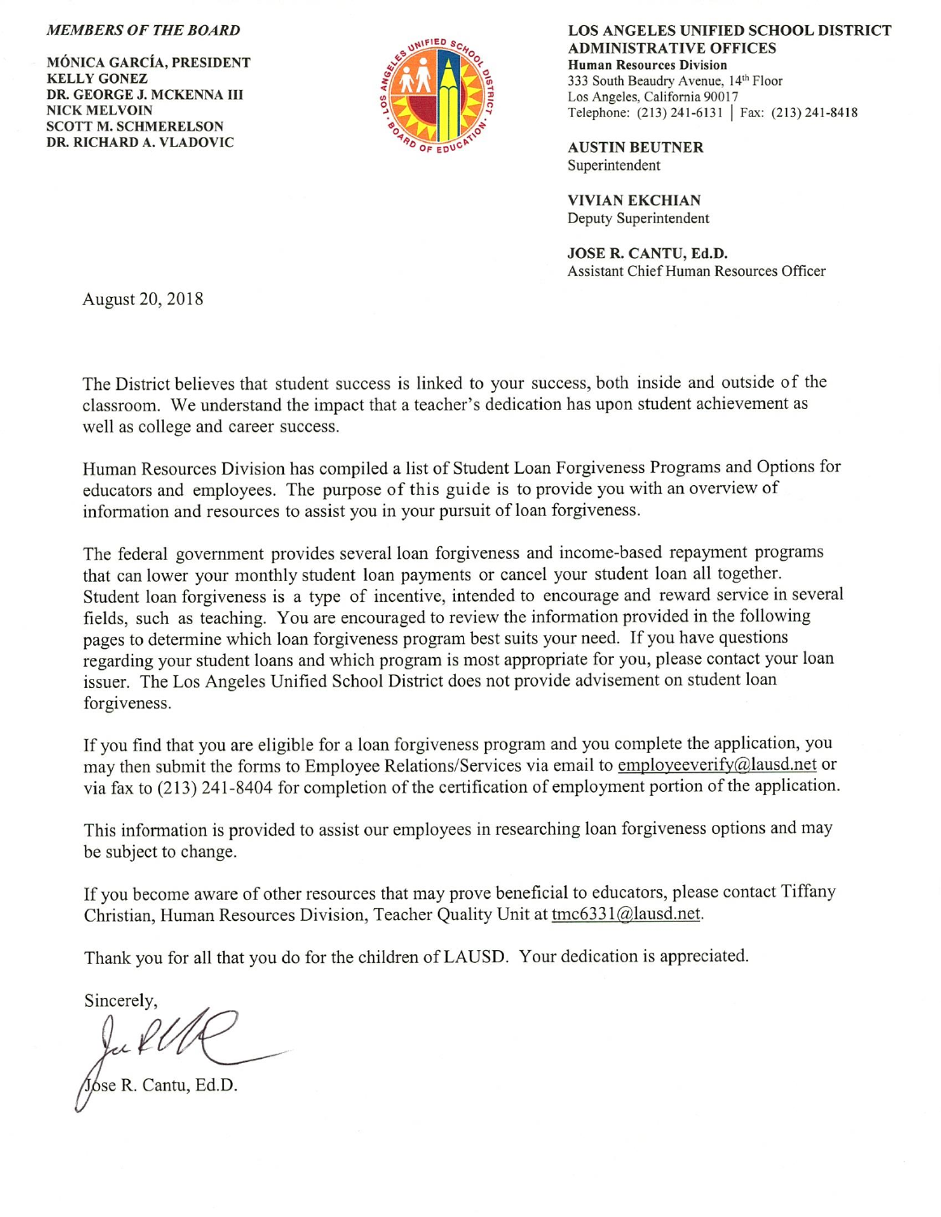*MEMBERS OF THE BOARD*

**MÓNICA GARCÍA, PRESIDENT**
**KELLY GONEZ**
**DR. GEORGE J. MCKENNA III**
**NICK MELVOIN**
**SCOTT M. SCHMERELSON**
**DR. RICHARD A. VLADOVIC**

**LOS ANGELES UNIFIED SCHOOL DISTRICT**
**ADMINISTRATIVE OFFICES**
**Human Resources Division**
333 South Beaudry Avenue, 14th Floor
Los Angeles, California 90017
Telephone: (213) 241-6131 | Fax: (213) 241-8418

**AUSTIN BEUTNER**
Superintendent

**VIVIAN EKCHIAN**
Deputy Superintendent

**JOSE R. CANTU, Ed.D.**
Assistant Chief Human Resources Officer

August 20, 2018

The District believes that student success is linked to your success, both inside and outside of the classroom. We understand the impact that a teacher's dedication has upon student achievement as well as college and career success.

Human Resources Division has compiled a list of Student Loan Forgiveness Programs and Options for educators and employees. The purpose of this guide is to provide you with an overview of information and resources to assist you in your pursuit of loan forgiveness.

The federal government provides several loan forgiveness and income-based repayment programs that can lower your monthly student loan payments or cancel your student loan all together. Student loan forgiveness is a type of incentive, intended to encourage and reward service in several fields, such as teaching. You are encouraged to review the information provided in the following pages to determine which loan forgiveness program best suits your need. If you have questions regarding your student loans and which program is most appropriate for you, please contact your loan issuer. The Los Angeles Unified School District does not provide advisement on student loan forgiveness.

If you find that you are eligible for a loan forgiveness program and you complete the application, you may then submit the forms to Employee Relations/Services via email to employeeverify@lausd.net or via fax to (213) 241-8404 for completion of the certification of employment portion of the application.

This information is provided to assist our employees in researching loan forgiveness options and may be subject to change.

If you become aware of other resources that may prove beneficial to educators, please contact Tiffany Christian, Human Resources Division, Teacher Quality Unit at tmc6331@lausd.net.

Thank you for all that you do for the children of LAUSD. Your dedication is appreciated.

Sincerely,

Jose R. Cantu, Ed.D.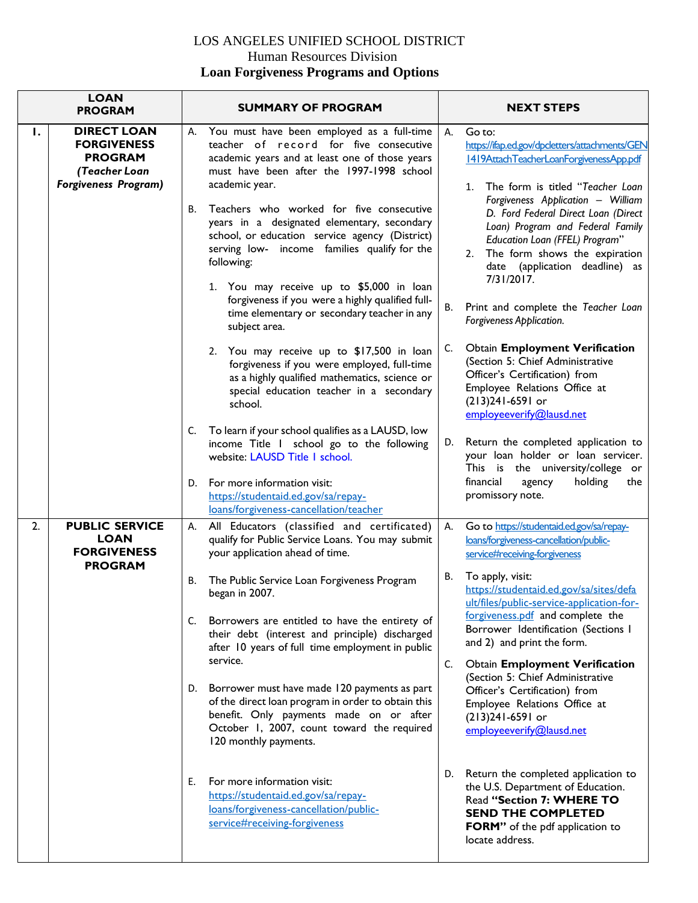# LOS ANGELES UNIFIED SCHOOL DISTRICT

## Human Resources Division

## Loan Forgiveness Programs and Options

| | LOAN PROGRAM | SUMMARY OF PROGRAM | NEXT STEPS |
|---|---|---|---|
| **1.** | **DIRECT LOAN FORGIVENESS PROGRAM** ***(Teacher Loan Forgiveness Program)*** | A. You must have been employed as a full-time teacher of record for five consecutive academic years and at least one of those years must have been after the 1997-1998 school academic year.<br><br>B. Teachers who worked for five consecutive years in a designated elementary, secondary school, or education service agency (District) serving low- income families qualify for the following:<br><br>1. You may receive up to $5,000 in loan forgiveness if you were a highly qualified full-time elementary or secondary teacher in any subject area.<br><br>2. You may receive up to $17,500 in loan forgiveness if you were employed, full-time as a highly qualified mathematics, science or special education teacher in a secondary school.<br><br>C. To learn if your school qualifies as a LAUSD, low income Title I school go to the following website: LAUSD Title I school.<br><br>D. For more information visit: https://studentaid.ed.gov/sa/repay-loans/forgiveness-cancellation/teacher | A. Go to: https://ifap.ed.gov/dpcletters/attachments/GEN1419AttachTeacherLoanForgivenessApp.pdf<br><br>1. The form is titled "*Teacher Loan Forgiveness Application – William D. Ford Federal Direct Loan (Direct Loan) Program and Federal Family Education Loan (FFEL) Program*"<br>2. The form shows the expiration date (application deadline) as 7/31/2017.<br><br>B. Print and complete the *Teacher Loan Forgiveness Application.*<br><br>C. Obtain **Employment Verification** (Section 5: Chief Administrative Officer's Certification) from Employee Relations Office at (213)241-6591 or employeeverify@lausd.net<br><br>D. Return the completed application to your loan holder or loan servicer. This is the university/college or financial agency holding the promissory note. |
| 2. | **PUBLIC SERVICE LOAN FORGIVENESS PROGRAM** | A. All Educators (classified and certificated) qualify for Public Service Loans. You may submit your application ahead of time.<br><br>B. The Public Service Loan Forgiveness Program began in 2007.<br><br>C. Borrowers are entitled to have the entirety of their debt (interest and principle) discharged after 10 years of full time employment in public service.<br><br>D. Borrower must have made 120 payments as part of the direct loan program in order to obtain this benefit. Only payments made on or after October 1, 2007, count toward the required 120 monthly payments.<br><br>E. For more information visit: https://studentaid.ed.gov/sa/repay-loans/forgiveness-cancellation/public-service#receiving-forgiveness | A. Go to https://studentaid.ed.gov/sa/repay-loans/forgiveness-cancellation/public-service#receiving-forgiveness<br><br>B. To apply, visit: https://studentaid.ed.gov/sa/sites/default/files/public-service-application-for-forgiveness.pdf and complete the Borrower Identification (Sections 1 and 2) and print the form.<br><br>C. Obtain **Employment Verification** (Section 5: Chief Administrative Officer's Certification) from Employee Relations Office at (213)241-6591 or employeeverify@lausd.net<br><br>D. Return the completed application to the U.S. Department of Education. Read **"Section 7: WHERE TO SEND THE COMPLETED FORM"** of the pdf application to locate address. |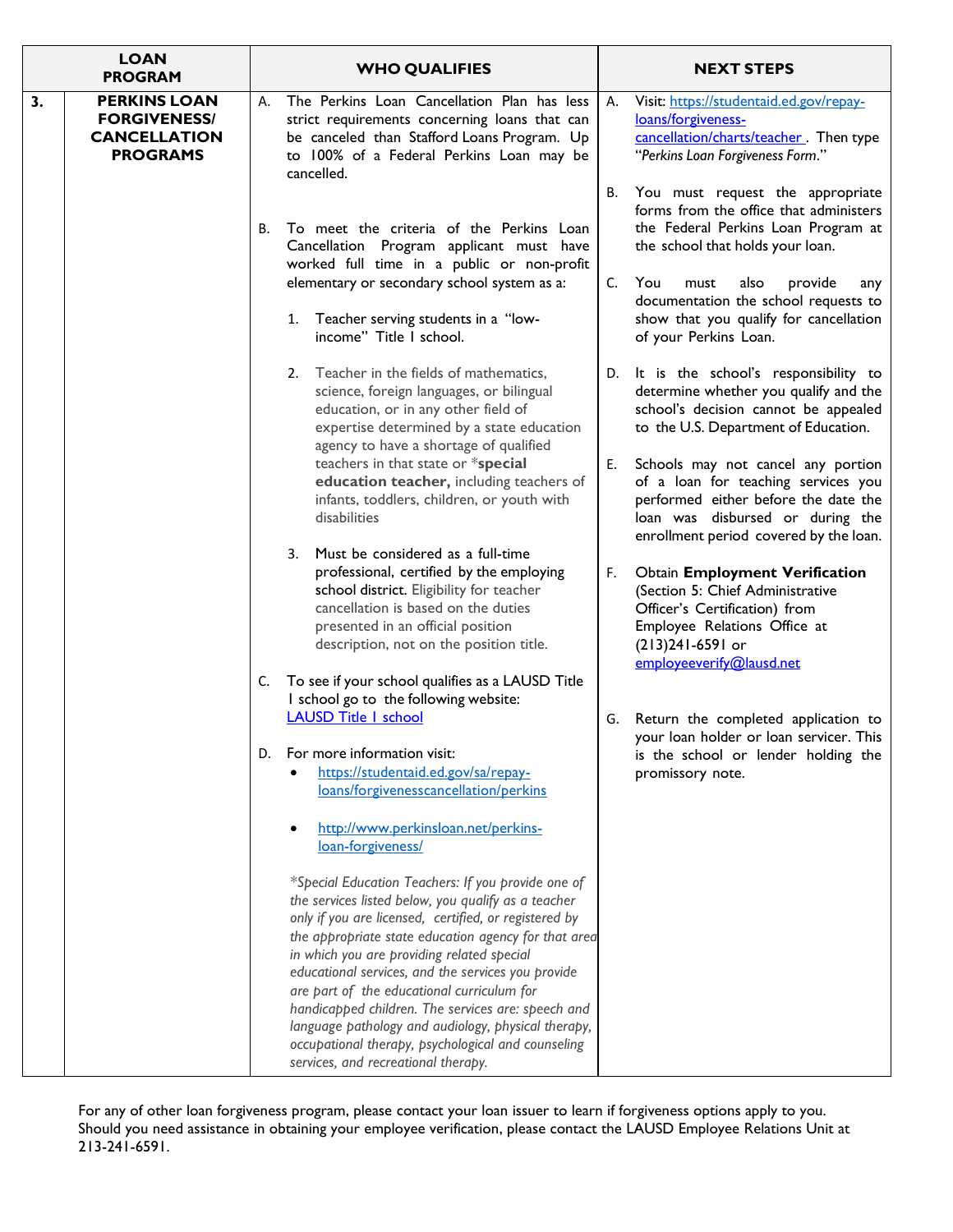| | LOAN PROGRAM | WHO QUALIFIES | NEXT STEPS |
|---|---|---|---|
| **3.** | **PERKINS LOAN FORGIVENESS/ CANCELLATION PROGRAMS** | A. The Perkins Loan Cancellation Plan has less strict requirements concerning loans that can be canceled than Stafford Loans Program. Up to 100% of a Federal Perkins Loan may be cancelled.<br><br>B. To meet the criteria of the Perkins Loan Cancellation Program applicant must have worked full time in a public or non-profit elementary or secondary school system as a:<br><br>1. Teacher serving students in a "low-income" Title I school.<br><br>2. Teacher in the fields of mathematics, science, foreign languages, or bilingual education, or in any other field of expertise determined by a state education agency to have a shortage of qualified teachers in that state or ***special education teacher,** including teachers of infants, toddlers, children, or youth with disabilities<br><br>3. Must be considered as a full-time professional, certified by the employing school district. Eligibility for teacher cancellation is based on the duties presented in an official position description, not on the position title.<br><br>C. To see if your school qualifies as a LAUSD Title I school go to the following website: LAUSD Title I school<br><br>D. For more information visit:<br>• https://studentaid.ed.gov/sa/repay-loans/forgivenesscancellation/perkins<br>• http://www.perkinsloan.net/perkins-loan-forgiveness/<br><br>**Special Education Teachers: If you provide one of the services listed below, you qualify as a teacher only if you are licensed, certified, or registered by the appropriate state education agency for that area in which you are providing related special educational services, and the services you provide are part of the educational curriculum for handicapped children. The services are: speech and language pathology and audiology, physical therapy, occupational therapy, psychological and counseling services, and recreational therapy.* | A. Visit: https://studentaid.ed.gov/repay-loans/forgiveness-cancellation/charts/teacher . Then type "*Perkins Loan Forgiveness Form*."<br><br>B. You must request the appropriate forms from the office that administers the Federal Perkins Loan Program at the school that holds your loan.<br><br>C. You must also provide any documentation the school requests to show that you qualify for cancellation of your Perkins Loan.<br><br>D. It is the school's responsibility to determine whether you qualify and the school's decision cannot be appealed to the U.S. Department of Education.<br><br>E. Schools may not cancel any portion of a loan for teaching services you performed either before the date the loan was disbursed or during the enrollment period covered by the loan.<br><br>F. Obtain **Employment Verification** (Section 5: Chief Administrative Officer's Certification) from Employee Relations Office at (213)241-6591 or employeeverify@lausd.net<br><br>G. Return the completed application to your loan holder or loan servicer. This is the school or lender holding the promissory note. |

For any of other loan forgiveness program, please contact your loan issuer to learn if forgiveness options apply to you. Should you need assistance in obtaining your employee verification, please contact the LAUSD Employee Relations Unit at 213-241-6591.